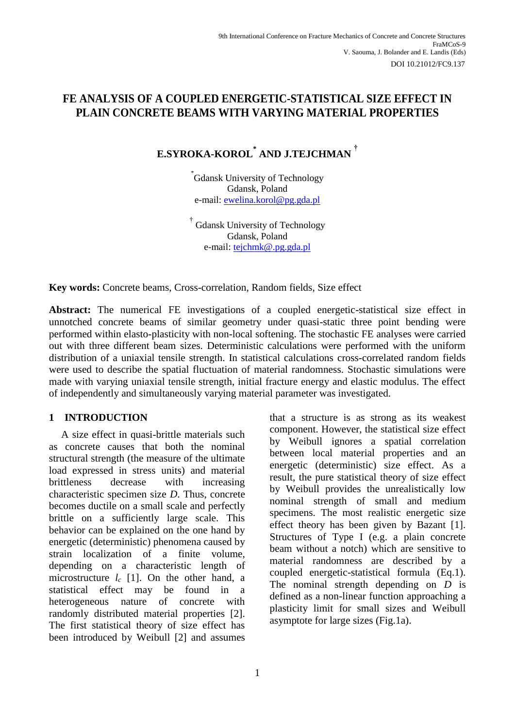# FE ANALYSIS OF A COUPLED ENERGETIC-STATISTICAL SIZE EFFECT IN PLAIN CONCRETE BEAMS WITH VARYING MATERIAL PROPERTIES

**E.SYROKA-KOROL[*] AND J.TEJCHMAN[†]**

[*] Gdansk University of Technology
Gdansk, Poland
e-mail: ewelina.korol@pg.gda.pl

[†] Gdansk University of Technology
Gdansk, Poland
e-mail: tejchmk@.pg.gda.pl

**Key words:** Concrete beams, Cross-correlation, Random fields, Size effect

**Abstract:** The numerical FE investigations of a coupled energetic-statistical size effect in unnotched concrete beams of similar geometry under quasi-static three point bending were performed within elasto-plasticity with non-local softening. The stochastic FE analyses were carried out with three different beam sizes. Deterministic calculations were performed with the uniform distribution of a uniaxial tensile strength. In statistical calculations cross-correlated random fields were used to describe the spatial fluctuation of material randomness. Stochastic simulations were made with varying uniaxial tensile strength, initial fracture energy and elastic modulus. The effect of independently and simultaneously varying material parameter was investigated.

## 1 INTRODUCTION

A size effect in quasi-brittle materials such as concrete causes that both the nominal structural strength (the measure of the ultimate load expressed in stress units) and material brittleness decrease with increasing characteristic specimen size *D*. Thus, concrete becomes ductile on a small scale and perfectly brittle on a sufficiently large scale. This behavior can be explained on the one hand by energetic (deterministic) phenomena caused by strain localization of a finite volume, depending on a characteristic length of microstructure $l_c$ [1]. On the other hand, a statistical effect may be found in a heterogeneous nature of concrete with randomly distributed material properties [2]. The first statistical theory of size effect has been introduced by Weibull [2] and assumes that a structure is as strong as its weakest component. However, the statistical size effect by Weibull ignores a spatial correlation between local material properties and an energetic (deterministic) size effect. As a result, the pure statistical theory of size effect by Weibull provides the unrealistically low nominal strength of small and medium specimens. The most realistic energetic size effect theory has been given by Bazant [1]. Structures of Type I (e.g. a plain concrete beam without a notch) which are sensitive to material randomness are described by a coupled energetic-statistical formula (Eq.1). The nominal strength depending on *D* is defined as a non-linear function approaching a plasticity limit for small sizes and Weibull asymptote for large sizes (Fig.1a).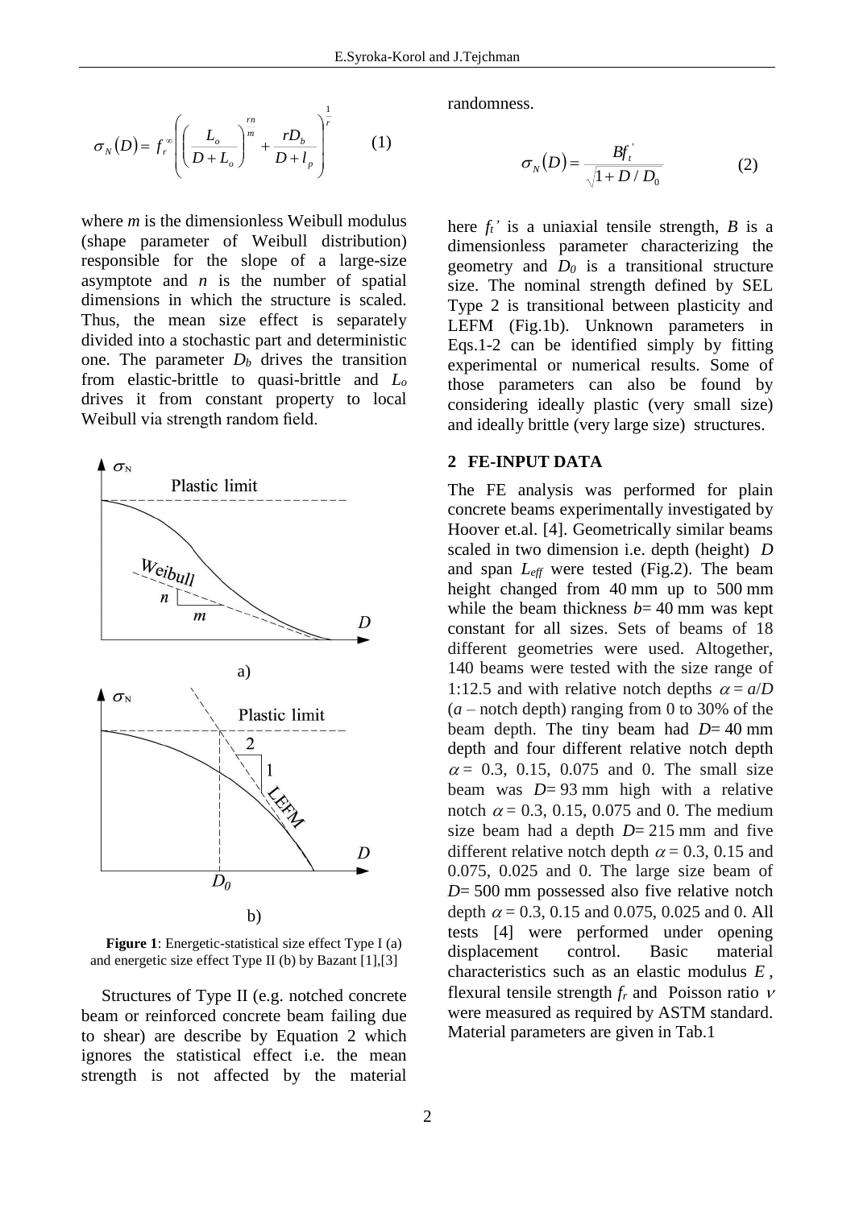$$\sigma_N(D) = f_r^{\infty}\left(\left(\frac{L_o}{D+L_o}\right)^{\frac{rn}{m}} + \frac{rD_b}{D+l_p}\right)^{\frac{1}{r}} \qquad (1)$$

where $m$ is the dimensionless Weibull modulus (shape parameter of Weibull distribution) responsible for the slope of a large-size asymptote and $n$ is the number of spatial dimensions in which the structure is scaled. Thus, the mean size effect is separately divided into a stochastic part and deterministic one. The parameter $D_b$ drives the transition from elastic-brittle to quasi-brittle and $L_o$ drives it from constant property to local Weibull via strength random field.

**Figure 1**: Energetic-statistical size effect Type I (a) and energetic size effect Type II (b) by Bazant [1],[3]

Structures of Type II (e.g. notched concrete beam or reinforced concrete beam failing due to shear) are describe by Equation 2 which ignores the statistical effect i.e. the mean strength is not affected by the material randomness.

$$\sigma_N(D) = \frac{Bf_t^{'}}{\sqrt{1+D/D_0}} \qquad (2)$$

here $f_t'$ is a uniaxial tensile strength, $B$ is a dimensionless parameter characterizing the geometry and $D_0$ is a transitional structure size. The nominal strength defined by SEL Type 2 is transitional between plasticity and LEFM (Fig.1b). Unknown parameters in Eqs.1-2 can be identified simply by fitting experimental or numerical results. Some of those parameters can also be found by considering ideally plastic (very small size) and ideally brittle (very large size) structures.

## 2 FE-INPUT DATA

The FE analysis was performed for plain concrete beams experimentally investigated by Hoover et.al. [4]. Geometrically similar beams scaled in two dimension i.e. depth (height) $D$ and span $L_{eff}$ were tested (Fig.2). The beam height changed from 40 mm up to 500 mm while the beam thickness $b$= 40 mm was kept constant for all sizes. Sets of beams of 18 different geometries were used. Altogether, 140 beams were tested with the size range of 1:12.5 and with relative notch depths $\alpha = a/D$ ($a$ – notch depth) ranging from 0 to 30% of the beam depth. The tiny beam had $D$= 40 mm depth and four different relative notch depth $\alpha$ = 0.3, 0.15, 0.075 and 0. The small size beam was $D$= 93 mm high with a relative notch $\alpha$ = 0.3, 0.15, 0.075 and 0. The medium size beam had a depth $D$= 215 mm and five different relative notch depth $\alpha$ = 0.3, 0.15 and 0.075, 0.025 and 0. The large size beam of $D$= 500 mm possessed also five relative notch depth $\alpha$ = 0.3, 0.15 and 0.075, 0.025 and 0. All tests [4] were performed under opening displacement control. Basic material characteristics such as an elastic modulus $E$, flexural tensile strength $f_r$ and Poisson ratio $\nu$ were measured as required by ASTM standard. Material parameters are given in Tab.1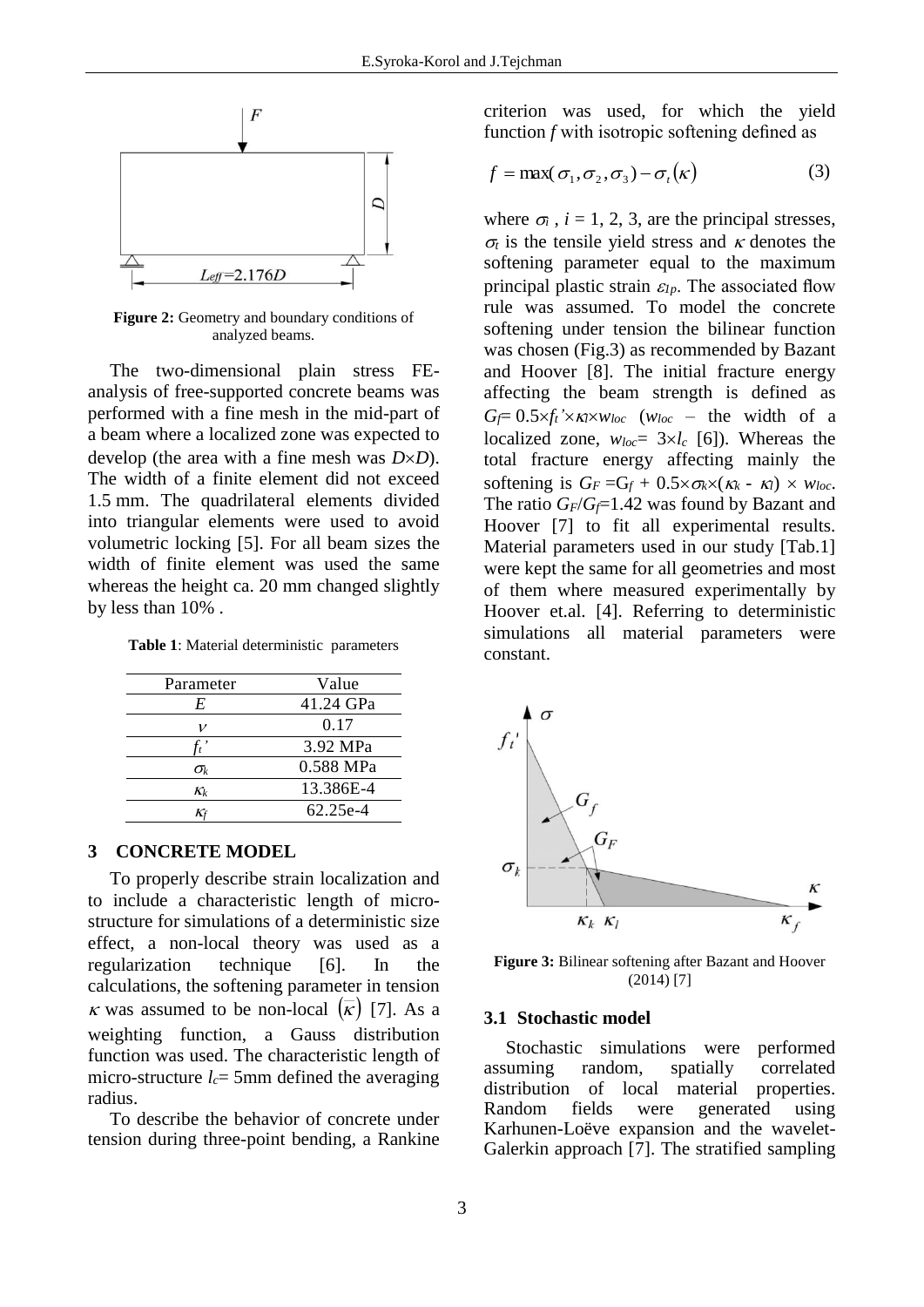**Figure 2:** Geometry and boundary conditions of analyzed beams.

The two-dimensional plain stress FE-analysis of free-supported concrete beams was performed with a fine mesh in the mid-part of a beam where a localized zone was expected to develop (the area with a fine mesh was $D \times D$). The width of a finite element did not exceed 1.5 mm. The quadrilateral elements divided into triangular elements were used to avoid volumetric locking [5]. For all beam sizes the width of finite element was used the same whereas the height ca. 20 mm changed slightly by less than 10% .

**Table 1**: Material deterministic parameters

| Parameter | Value |
|---|---|
| $E$ | 41.24 GPa |
| $\nu$ | 0.17 |
| $f_t'$ | 3.92 MPa |
| $\sigma_k$ | 0.588 MPa |
| $\kappa_k$ | 13.386E-4 |
| $\kappa_f$ | 62.25e-4 |

## 3 CONCRETE MODEL

To properly describe strain localization and to include a characteristic length of micro-structure for simulations of a deterministic size effect, a non-local theory was used as a regularization technique [6]. In the calculations, the softening parameter in tension $\kappa$ was assumed to be non-local $(\bar{\kappa})$ [7]. As a weighting function, a Gauss distribution function was used. The characteristic length of micro-structure $l_c$= 5mm defined the averaging radius.

To describe the behavior of concrete under tension during three-point bending, a Rankine criterion was used, for which the yield function $f$ with isotropic softening defined as

$$f = \max(\sigma_1, \sigma_2, \sigma_3) - \sigma_t(\kappa) \tag{3}$$

where $\sigma_i$ , $i$ = 1, 2, 3, are the principal stresses, $\sigma_t$ is the tensile yield stress and $\kappa$ denotes the softening parameter equal to the maximum principal plastic strain $\varepsilon_{1p}$. The associated flow rule was assumed. To model the concrete softening under tension the bilinear function was chosen (Fig.3) as recommended by Bazant and Hoover [8]. The initial fracture energy affecting the beam strength is defined as $G_f$= $0.5 \times f_t' \times \kappa_1 \times w_{loc}$ ($w_{loc}$ – the width of a localized zone, $w_{loc}$= $3 \times l_c$ [6]). Whereas the total fracture energy affecting mainly the softening is $G_F$ =$G_f$ + $0.5 \times \sigma_k \times (\kappa_k - \kappa_1) \times w_{loc}$. The ratio $G_F/G_f$=1.42 was found by Bazant and Hoover [7] to fit all experimental results. Material parameters used in our study [Tab.1] were kept the same for all geometries and most of them where measured experimentally by Hoover et.al. [4]. Referring to deterministic simulations all material parameters were constant.

**Figure 3:** Bilinear softening after Bazant and Hoover (2014) [7]

### 3.1 Stochastic model

Stochastic simulations were performed assuming random, spatially correlated distribution of local material properties. Random fields were generated using Karhunen-Loëve expansion and the wavelet-Galerkin approach [7]. The stratified sampling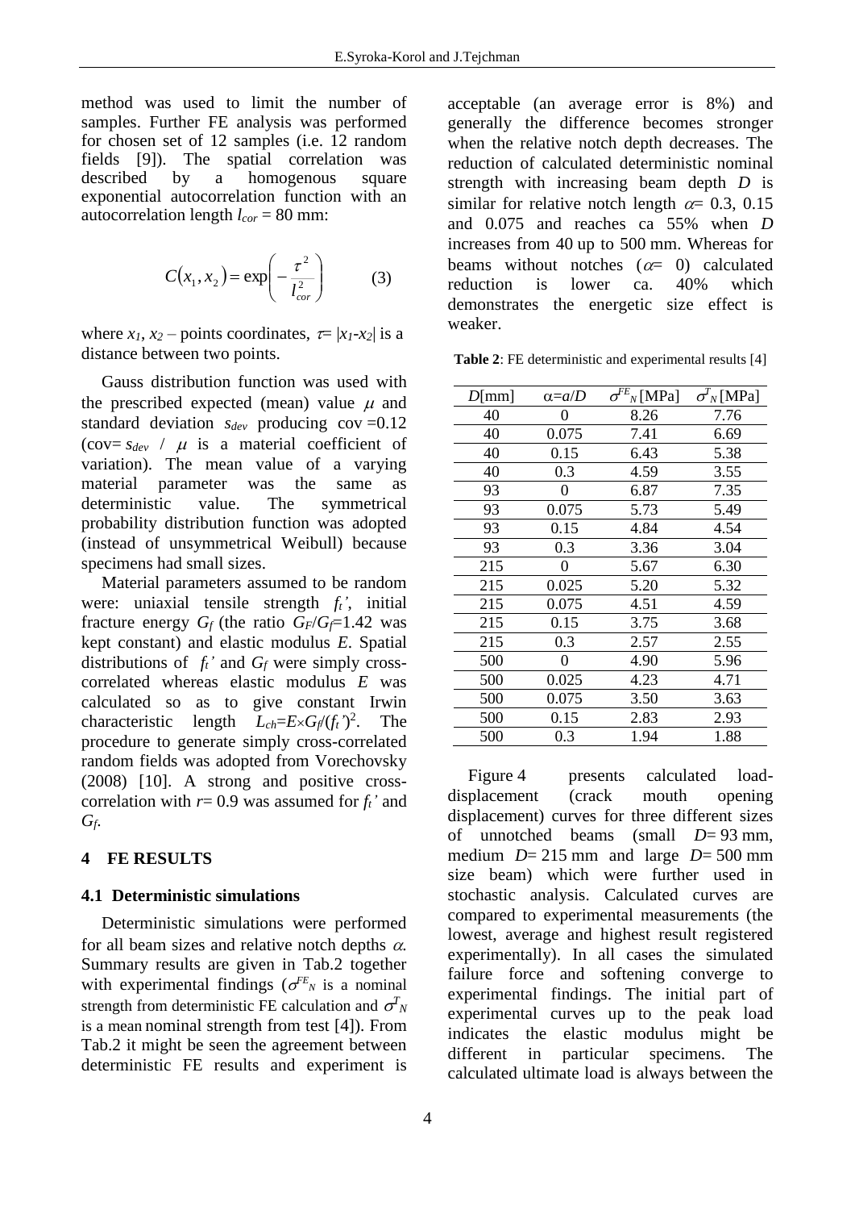method was used to limit the number of samples. Further FE analysis was performed for chosen set of 12 samples (i.e. 12 random fields [9]). The spatial correlation was described by a homogenous square exponential autocorrelation function with an autocorrelation length $l_{cor}$ = 80 mm:

$$C(x_1, x_2) = \exp\left(-\frac{\tau^2}{l_{cor}^2}\right) \qquad (3)$$

where $x_1$, $x_2$ – points coordinates, $\tau = |x_1 - x_2|$ is a distance between two points.

Gauss distribution function was used with the prescribed expected (mean) value $\mu$ and standard deviation $s_{dev}$ producing cov =0.12 (cov= $s_{dev}$ / $\mu$ is a material coefficient of variation). The mean value of a varying material parameter was the same as deterministic value. The symmetrical probability distribution function was adopted (instead of unsymmetrical Weibull) because specimens had small sizes.

Material parameters assumed to be random were: uniaxial tensile strength $f_t'$, initial fracture energy $G_f$ (the ratio $G_F/G_f$=1.42 was kept constant) and elastic modulus $E$. Spatial distributions of $f_t'$ and $G_f$ were simply cross-correlated whereas elastic modulus $E$ was calculated so as to give constant Irwin characteristic length $L_{ch}=E\times G_f/(f_t')^2$. The procedure to generate simply cross-correlated random fields was adopted from Vorechovsky (2008) [10]. A strong and positive cross-correlation with $r$= 0.9 was assumed for $f_t'$ and $G_f$.

## 4 FE RESULTS

### 4.1 Deterministic simulations

Deterministic simulations were performed for all beam sizes and relative notch depths $\alpha$. Summary results are given in Tab.2 together with experimental findings ($\sigma^{FE}_N$ is a nominal strength from deterministic FE calculation and $\sigma^T_N$ is a mean nominal strength from test [4]). From Tab.2 it might be seen the agreement between deterministic FE results and experiment is acceptable (an average error is 8%) and generally the difference becomes stronger when the relative notch depth decreases. The reduction of calculated deterministic nominal strength with increasing beam depth $D$ is similar for relative notch length $\alpha$= 0.3, 0.15 and 0.075 and reaches ca 55% when $D$ increases from 40 up to 500 mm. Whereas for beams without notches ($\alpha$= 0) calculated reduction is lower ca. 40% which demonstrates the energetic size effect is weaker.

**Table 2**: FE deterministic and experimental results [4]

| $D$[mm] | $\alpha=a/D$ | $\sigma^{FE}_N$ [MPa] | $\sigma^T_N$ [MPa] |
|---|---|---|---|
| 40 | 0 | 8.26 | 7.76 |
| 40 | 0.075 | 7.41 | 6.69 |
| 40 | 0.15 | 6.43 | 5.38 |
| 40 | 0.3 | 4.59 | 3.55 |
| 93 | 0 | 6.87 | 7.35 |
| 93 | 0.075 | 5.73 | 5.49 |
| 93 | 0.15 | 4.84 | 4.54 |
| 93 | 0.3 | 3.36 | 3.04 |
| 215 | 0 | 5.67 | 6.30 |
| 215 | 0.025 | 5.20 | 5.32 |
| 215 | 0.075 | 4.51 | 4.59 |
| 215 | 0.15 | 3.75 | 3.68 |
| 215 | 0.3 | 2.57 | 2.55 |
| 500 | 0 | 4.90 | 5.96 |
| 500 | 0.025 | 4.23 | 4.71 |
| 500 | 0.075 | 3.50 | 3.63 |
| 500 | 0.15 | 2.83 | 2.93 |
| 500 | 0.3 | 1.94 | 1.88 |

Figure 4 presents calculated load-displacement (crack mouth opening displacement) curves for three different sizes of unnotched beams (small $D$= 93 mm, medium $D$= 215 mm and large $D$= 500 mm size beam) which were further used in stochastic analysis. Calculated curves are compared to experimental measurements (the lowest, average and highest result registered experimentally). In all cases the simulated failure force and softening converge to experimental findings. The initial part of experimental curves up to the peak load indicates the elastic modulus might be different in particular specimens. The calculated ultimate load is always between the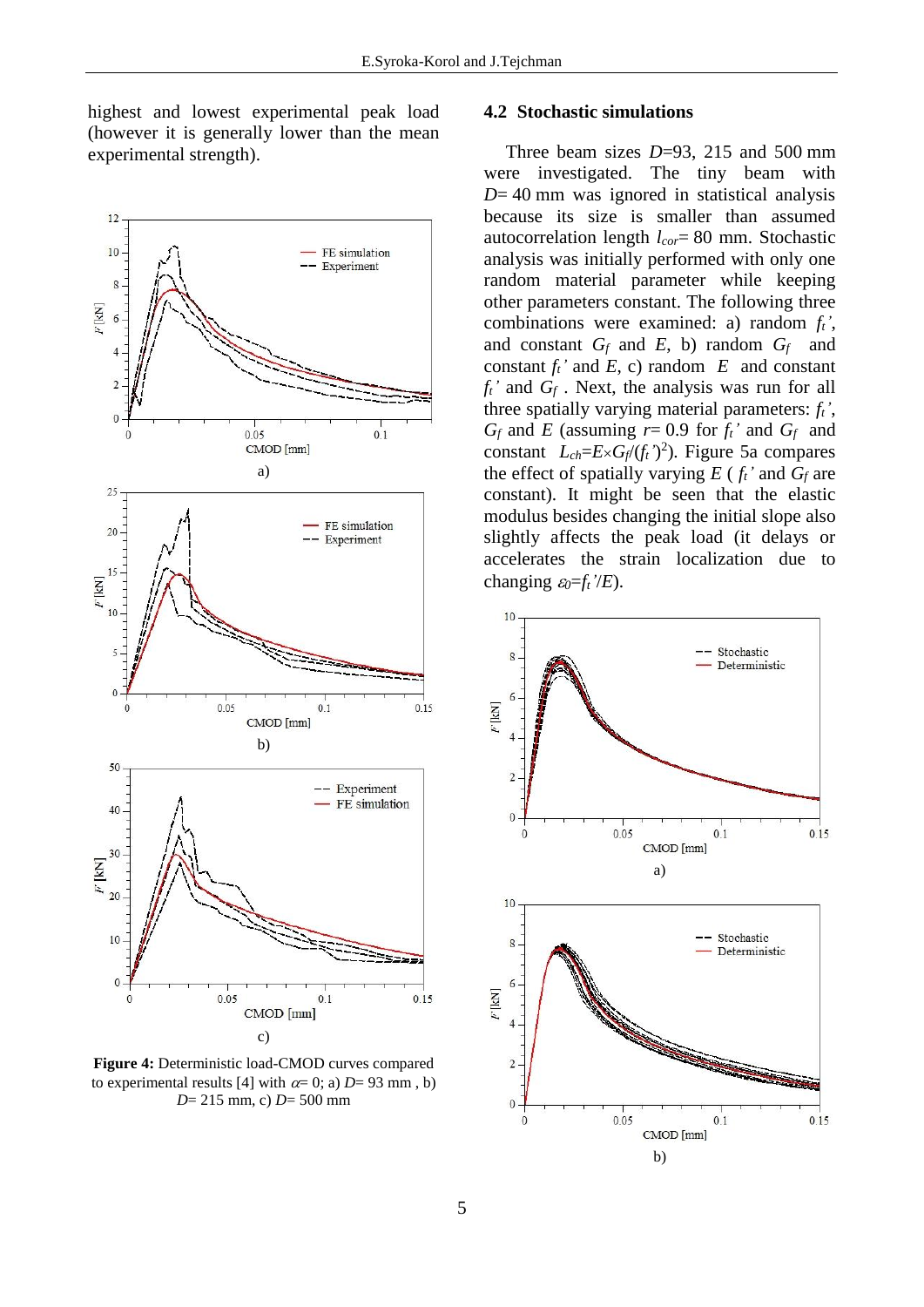highest and lowest experimental peak load (however it is generally lower than the mean experimental strength).

**Figure 4:** Deterministic load-CMOD curves compared to experimental results [4] with $\alpha$= 0; a) $D$= 93 mm , b) $D$= 215 mm, c) $D$= 500 mm

## 4.2 Stochastic simulations

Three beam sizes $D$=93, 215 and 500 mm were investigated. The tiny beam with $D$= 40 mm was ignored in statistical analysis because its size is smaller than assumed autocorrelation length $l_{cor}$= 80 mm. Stochastic analysis was initially performed with only one random material parameter while keeping other parameters constant. The following three combinations were examined: a) random $f_t'$, and constant $G_f$ and $E$, b) random $G_f$ and constant $f_t'$ and $E$, c) random $E$ and constant $f_t'$ and $G_f$ . Next, the analysis was run for all three spatially varying material parameters: $f_t'$, $G_f$ and $E$ (assuming $r$= 0.9 for $f_t'$ and $G_f$ and constant $L_{ch}=E\times G_f/(f_t')^2$). Figure 5a compares the effect of spatially varying $E$ ( $f_t'$ and $G_f$ are constant). It might be seen that the elastic modulus besides changing the initial slope also slightly affects the peak load (it delays or accelerates the strain localization due to changing $\varepsilon_0=f_t'/E$).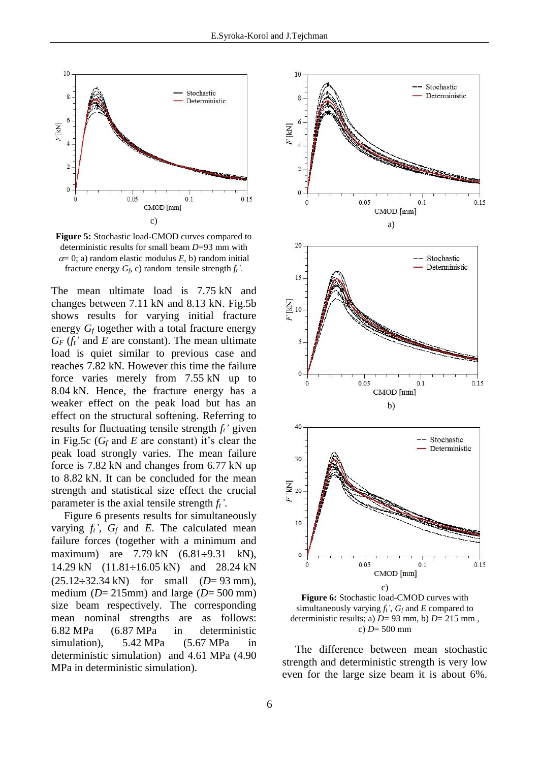c)

**Figure 5:** Stochastic load-CMOD curves compared to deterministic results for small beam $D$=93 mm with $\alpha$= 0; a) random elastic modulus $E$, b) random initial fracture energy $G_f$, c) random tensile strength $f_t'$.

The mean ultimate load is 7.75 kN and changes between 7.11 kN and 8.13 kN. Fig.5b shows results for varying initial fracture energy $G_f$ together with a total fracture energy $G_F$ ($f_t'$ and $E$ are constant). The mean ultimate load is quiet similar to previous case and reaches 7.82 kN. However this time the failure force varies merely from 7.55 kN up to 8.04 kN. Hence, the fracture energy has a weaker effect on the peak load but has an effect on the structural softening. Referring to results for fluctuating tensile strength $f_t'$ given in Fig.5c ($G_f$ and $E$ are constant) it's clear the peak load strongly varies. The mean failure force is 7.82 kN and changes from 6.77 kN up to 8.82 kN. It can be concluded for the mean strength and statistical size effect the crucial parameter is the axial tensile strength $f_t'$.

Figure 6 presents results for simultaneously varying $f_t'$, $G_f$ and $E$. The calculated mean failure forces (together with a minimum and maximum) are 7.79 kN (6.81÷9.31 kN), 14.29 kN (11.81÷16.05 kN) and 28.24 kN (25.12÷32.34 kN) for small ($D$= 93 mm), medium ($D$= 215mm) and large ($D$= 500 mm) size beam respectively. The corresponding mean nominal strengths are as follows: 6.82 MPa (6.87 MPa in deterministic simulation), 5.42 MPa (5.67 MPa in deterministic simulation) and 4.61 MPa (4.90 MPa in deterministic simulation).

a)

b)

c)

**Figure 6:** Stochastic load-CMOD curves with simultaneously varying $f_t'$, $G_f$ and $E$ compared to deterministic results; a) $D$= 93 mm, b) $D$= 215 mm , c) $D$= 500 mm

The difference between mean stochastic strength and deterministic strength is very low even for the large size beam it is about 6%.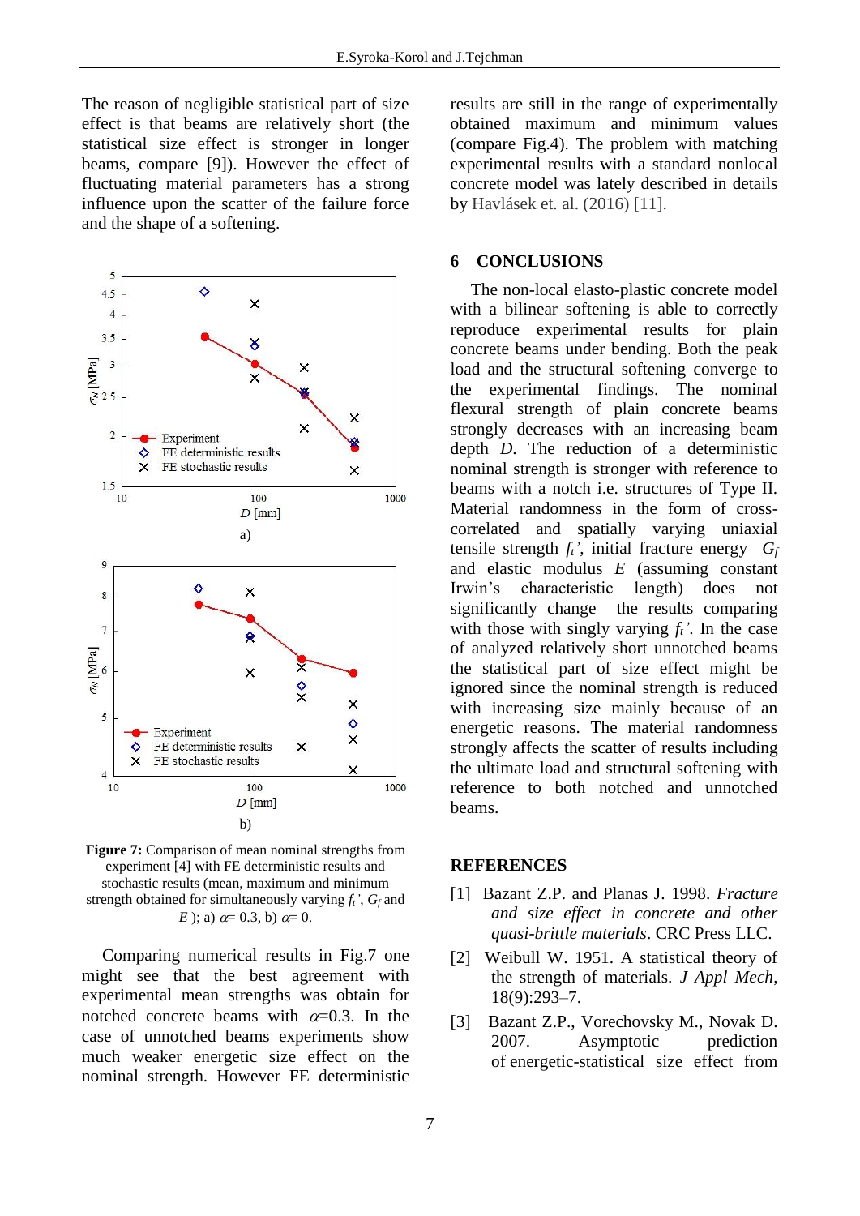The reason of negligible statistical part of size effect is that beams are relatively short (the statistical size effect is stronger in longer beams, compare [9]). However the effect of fluctuating material parameters has a strong influence upon the scatter of the failure force and the shape of a softening.

**Figure 7:** Comparison of mean nominal strengths from experiment [4] with FE deterministic results and stochastic results (mean, maximum and minimum strength obtained for simultaneously varying $f_t'$, $G_f$ and $E$ ); a) $\alpha$= 0.3, b) $\alpha$= 0.

Comparing numerical results in Fig.7 one might see that the best agreement with experimental mean strengths was obtain for notched concrete beams with $\alpha$=0.3. In the case of unnotched beams experiments show much weaker energetic size effect on the nominal strength. However FE deterministic results are still in the range of experimentally obtained maximum and minimum values (compare Fig.4). The problem with matching experimental results with a standard nonlocal concrete model was lately described in details by Havlásek et. al. (2016) [11].

## 6 CONCLUSIONS

The non-local elasto-plastic concrete model with a bilinear softening is able to correctly reproduce experimental results for plain concrete beams under bending. Both the peak load and the structural softening converge to the experimental findings. The nominal flexural strength of plain concrete beams strongly decreases with an increasing beam depth *D*. The reduction of a deterministic nominal strength is stronger with reference to beams with a notch i.e. structures of Type II. Material randomness in the form of cross-correlated and spatially varying uniaxial tensile strength $f_t'$, initial fracture energy $G_f$ and elastic modulus $E$ (assuming constant Irwin's characteristic length) does not significantly change the results comparing with those with singly varying $f_t'$. In the case of analyzed relatively short unnotched beams the statistical part of size effect might be ignored since the nominal strength is reduced with increasing size mainly because of an energetic reasons. The material randomness strongly affects the scatter of results including the ultimate load and structural softening with reference to both notched and unnotched beams.

## REFERENCES

[1] Bazant Z.P. and Planas J. 1998. *Fracture and size effect in concrete and other quasi-brittle materials*. CRC Press LLC.

[2] Weibull W. 1951. A statistical theory of the strength of materials. *J Appl Mech*, 18(9):293–7.

[3] Bazant Z.P., Vorechovsky M., Novak D. 2007. Asymptotic prediction of energetic-statistical size effect from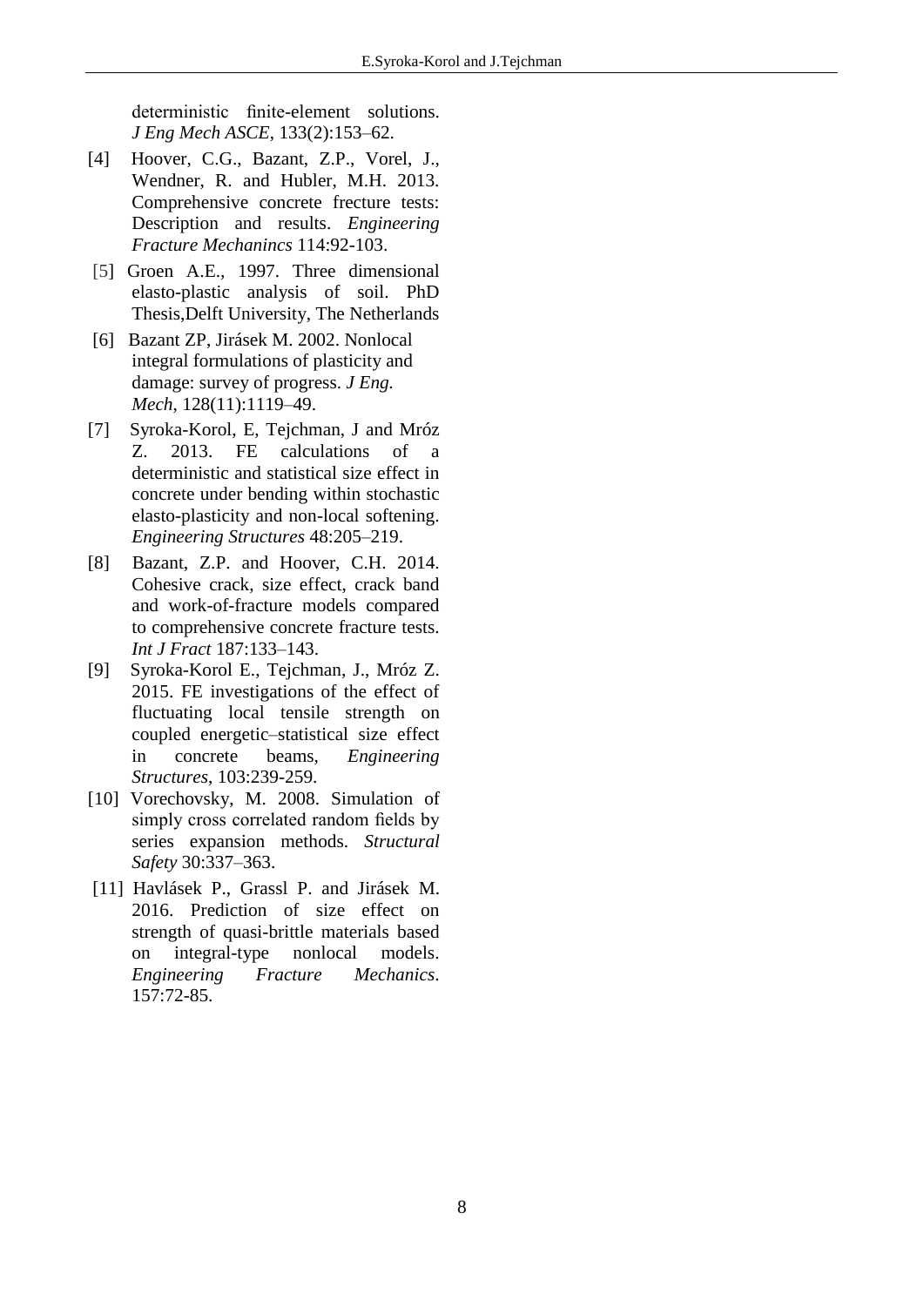deterministic finite-element solutions. *J Eng Mech ASCE*, 133(2):153–62.

[4] Hoover, C.G., Bazant, Z.P., Vorel, J., Wendner, R. and Hubler, M.H. 2013. Comprehensive concrete frecture tests: Description and results. *Engineering Fracture Mechanincs* 114:92-103.

[5] Groen A.E., 1997. Three dimensional elasto-plastic analysis of soil. PhD Thesis,Delft University, The Netherlands

[6] Bazant ZP, Jirásek M. 2002. Nonlocal integral formulations of plasticity and damage: survey of progress. *J Eng. Mech*, 128(11):1119–49.

[7] Syroka-Korol, E, Tejchman, J and Mróz Z. 2013. FE calculations of a deterministic and statistical size effect in concrete under bending within stochastic elasto-plasticity and non-local softening. *Engineering Structures* 48:205–219.

[8] Bazant, Z.P. and Hoover, C.H. 2014. Cohesive crack, size effect, crack band and work-of-fracture models compared to comprehensive concrete fracture tests. *Int J Fract* 187:133–143.

[9] Syroka-Korol E., Tejchman, J., Mróz Z. 2015. FE investigations of the effect of fluctuating local tensile strength on coupled energetic–statistical size effect in concrete beams, *Engineering Structures*, 103:239-259.

[10] Vorechovsky, M. 2008. Simulation of simply cross correlated random fields by series expansion methods. *Structural Safety* 30:337–363.

[11] Havlásek P., Grassl P. and Jirásek M. 2016. Prediction of size effect on strength of quasi-brittle materials based on integral-type nonlocal models. *Engineering Fracture Mechanics*. 157:72-85.